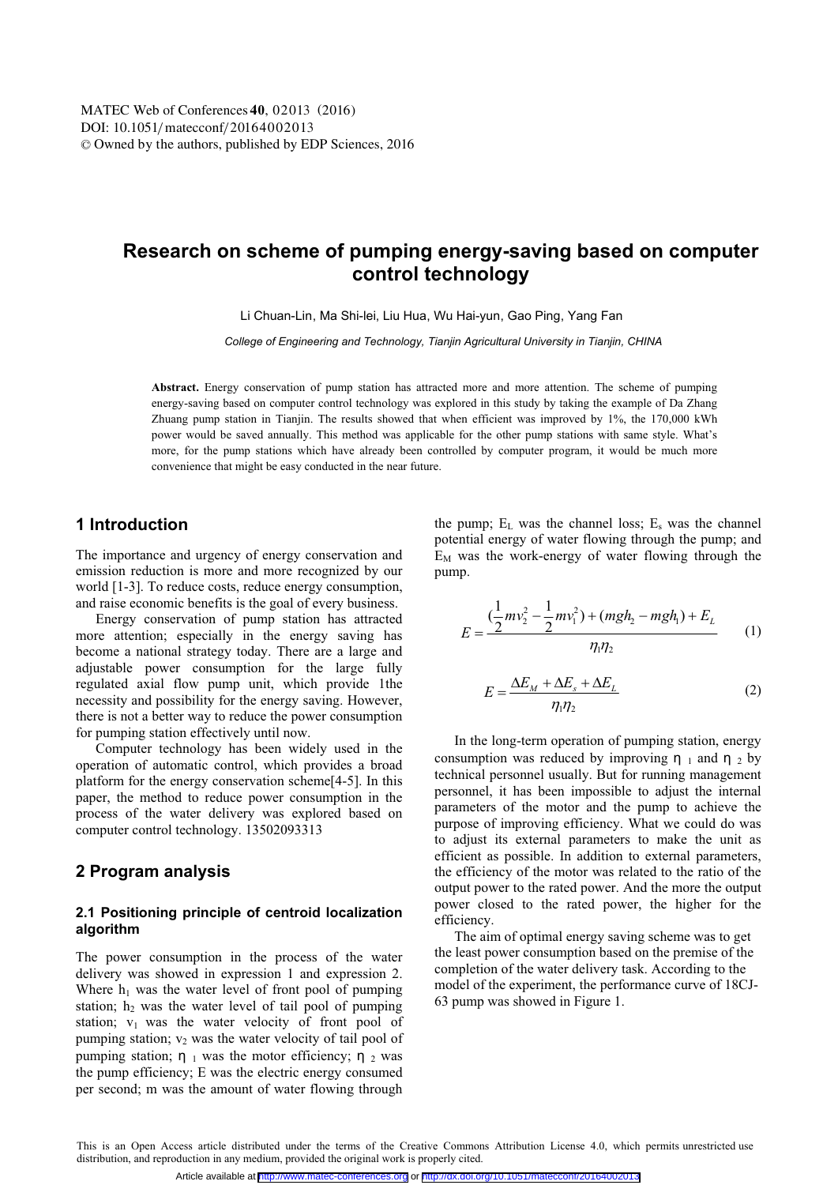# Research on scheme of pumping energy-saving based on computer control technology

Li Chuan-Lin, Ma Shi-lei, Liu Hua, Wu Hai-yun, Gao Ping, Yang Fan

*College of Engineering and Technology, Tianjin Agricultural University in Tianjin, CHINA*

**Abstract.** Energy conservation of pump station has attracted more and more attention. The scheme of pumping energy-saving based on computer control technology was explored in this study by taking the example of Da Zhang Zhuang pump station in Tianjin. The results showed that when efficient was improved by 1%, the 170,000 kWh power would be saved annually. This method was applicable for the other pump stations with same style. What's more, for the pump stations which have already been controlled by computer program, it would be much more convenience that might be easy conducted in the near future.

## 1 Introduction

The importance and urgency of energy conservation and emission reduction is more and more recognized by our world [1-3]. To reduce costs, reduce energy consumption, and raise economic benefits is the goal of every business.

Energy conservation of pump station has attracted more attention; especially in the energy saving has become a national strategy today. There are a large and adjustable power consumption for the large fully regulated axial flow pump unit, which provide 1the necessity and possibility for the energy saving. However, there is not a better way to reduce the power consumption for pumping station effectively until now.

Computer technology has been widely used in the operation of automatic control, which provides a broad platform for the energy conservation scheme[4-5]. In this paper, the method to reduce power consumption in the process of the water delivery was explored based on computer control technology. 13502093313

## 2 Program analysis

### 2.1 Positioning principle of centroid localization algorithm

The power consumption in the process of the water delivery was showed in expression 1 and expression 2. Where $h_1$ was the water level of front pool of pumping station; $h_2$ was the water level of tail pool of pumping station; $v_1$ was the water velocity of front pool of pumping station; $v_2$ was the water velocity of tail pool of pumping station; $\eta_1$ was the motor efficiency; $\eta_2$ was the pump efficiency; E was the electric energy consumed per second; m was the amount of water flowing through the pump; $E_L$ was the channel loss; $E_s$ was the channel potential energy of water flowing through the pump; and $E_M$ was the work-energy of water flowing through the pump.

$$E = \frac{(\frac{1}{2}mv_2^2 - \frac{1}{2}mv_1^2) + (mgh_2 - mgh_1) + E_L}{\eta_1 \eta_2} \tag{1}$$

$$E = \frac{\Delta E_M + \Delta E_s + \Delta E_L}{\eta_1 \eta_2} \tag{2}$$

In the long-term operation of pumping station, energy consumption was reduced by improving $\eta_1$ and $\eta_2$ by technical personnel usually. But for running management personnel, it has been impossible to adjust the internal parameters of the motor and the pump to achieve the purpose of improving efficiency. What we could do was to adjust its external parameters to make the unit as efficient as possible. In addition to external parameters, the efficiency of the motor was related to the ratio of the output power to the rated power. And the more the output power closed to the rated power, the higher for the efficiency.

The aim of optimal energy saving scheme was to get the least power consumption based on the premise of the completion of the water delivery task. According to the model of the experiment, the performance curve of 18CJ-63 pump was showed in Figure 1.

This is an Open Access article distributed under the terms of the Creative Commons Attribution License 4.0, which permits unrestricted use distribution, and reproduction in any medium, provided the original work is properly cited.

Article available at http://www.matec-conferences.org or http://dx.doi.org/10.1051/matecconf/20164002013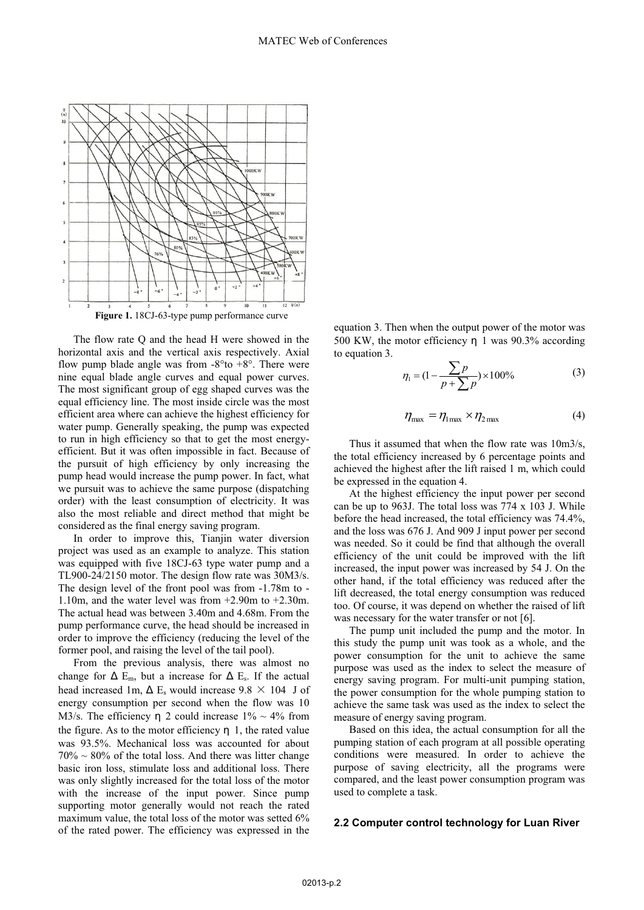**Figure 1.** 18CJ-63-type pump performance curve

The flow rate Q and the head H were showed in the horizontal axis and the vertical axis respectively. Axial flow pump blade angle was from -8°to +8°. There were nine equal blade angle curves and equal power curves. The most significant group of egg shaped curves was the equal efficiency line. The most inside circle was the most efficient area where can achieve the highest efficiency for water pump. Generally speaking, the pump was expected to run in high efficiency so that to get the most energy-efficient. But it was often impossible in fact. Because of the pursuit of high efficiency by only increasing the pump head would increase the pump power. In fact, what we pursuit was to achieve the same purpose (dispatching order) with the least consumption of electricity. It was also the most reliable and direct method that might be considered as the final energy saving program.

In order to improve this, Tianjin water diversion project was used as an example to analyze. This station was equipped with five 18CJ-63 type water pump and a TL900-24/2150 motor. The design flow rate was 30M3/s. The design level of the front pool was from -1.78m to -1.10m, and the water level was from +2.90m to +2.30m. The actual head was between 3.40m and 4.68m. From the pump performance curve, the head should be increased in order to improve the efficiency (reducing the level of the former pool, and raising the level of the tail pool).

From the previous analysis, there was almost no change for $\Delta E_m$, but a increase for $\Delta E_s$. If the actual head increased 1m, $\Delta E_s$ would increase $9.8 \times 10^4$ J of energy consumption per second when the flow was 10 M3/s. The efficiency $\eta$ 2 could increase 1% ~ 4% from the figure. As to the motor efficiency $\eta$ 1, the rated value was 93.5%. Mechanical loss was accounted for about 70% ~ 80% of the total loss. And there was litter change basic iron loss, stimulate loss and additional loss. There was only slightly increased for the total loss of the motor with the increase of the input power. Since pump supporting motor generally would not reach the rated maximum value, the total loss of the motor was setted 6% of the rated power. The efficiency was expressed in the equation 3. Then when the output power of the motor was 500 KW, the motor efficiency $\eta$ 1 was 90.3% according to equation 3.

$$\eta_1 = (1 - \frac{\sum p}{p + \sum p}) \times 100\% \tag{3}$$

$$\eta_{\max} = \eta_{1\max} \times \eta_{2\max} \tag{4}$$

Thus it assumed that when the flow rate was 10m3/s, the total efficiency increased by 6 percentage points and achieved the highest after the lift raised 1 m, which could be expressed in the equation 4.

At the highest efficiency the input power per second can be up to 963J. The total loss was 774 x 103 J. While before the head increased, the total efficiency was 74.4%, and the loss was 676 J. And 909 J input power per second was needed. So it could be find that although the overall efficiency of the unit could be improved with the lift increased, the input power was increased by 54 J. On the other hand, if the total efficiency was reduced after the lift decreased, the total energy consumption was reduced too. Of course, it was depend on whether the raised of lift was necessary for the water transfer or not [6].

The pump unit included the pump and the motor. In this study the pump unit was took as a whole, and the power consumption for the unit to achieve the same purpose was used as the index to select the measure of energy saving program. For multi-unit pumping station, the power consumption for the whole pumping station to achieve the same task was used as the index to select the measure of energy saving program.

Based on this idea, the actual consumption for all the pumping station of each program at all possible operating conditions were measured. In order to achieve the purpose of saving electricity, all the programs were compared, and the least power consumption program was used to complete a task.

### 2.2 Computer control technology for Luan River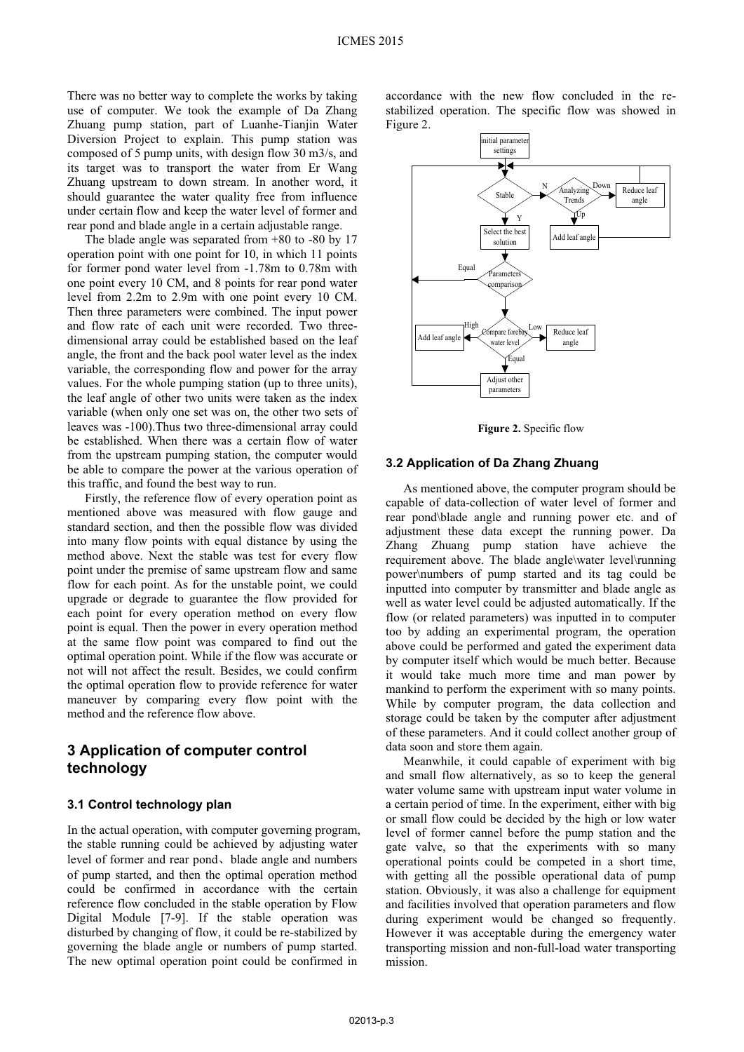There was no better way to complete the works by taking use of computer. We took the example of Da Zhang Zhuang pump station, part of Luanhe-Tianjin Water Diversion Project to explain. This pump station was composed of 5 pump units, with design flow 30 m3/s, and its target was to transport the water from Er Wang Zhuang upstream to down stream. In another word, it should guarantee the water quality free from influence under certain flow and keep the water level of former and rear pond and blade angle in a certain adjustable range.

The blade angle was separated from +80 to -80 by 17 operation point with one point for 10, in which 11 points for former pond water level from -1.78m to 0.78m with one point every 10 CM, and 8 points for rear pond water level from 2.2m to 2.9m with one point every 10 CM. Then three parameters were combined. The input power and flow rate of each unit were recorded. Two three-dimensional array could be established based on the leaf angle, the front and the back pool water level as the index variable, the corresponding flow and power for the array values. For the whole pumping station (up to three units), the leaf angle of other two units were taken as the index variable (when only one set was on, the other two sets of leaves was -100).Thus two three-dimensional array could be established. When there was a certain flow of water from the upstream pumping station, the computer would be able to compare the power at the various operation of this traffic, and found the best way to run.

Firstly, the reference flow of every operation point as mentioned above was measured with flow gauge and standard section, and then the possible flow was divided into many flow points with equal distance by using the method above. Next the stable was test for every flow point under the premise of same upstream flow and same flow for each point. As for the unstable point, we could upgrade or degrade to guarantee the flow provided for each point for every operation method on every flow point is equal. Then the power in every operation method at the same flow point was compared to find out the optimal operation point. While if the flow was accurate or not will not affect the result. Besides, we could confirm the optimal operation flow to provide reference for water maneuver by comparing every flow point with the method and the reference flow above.

## 3 Application of computer control technology

### 3.1 Control technology plan

In the actual operation, with computer governing program, the stable running could be achieved by adjusting water level of former and rear pond、blade angle and numbers of pump started, and then the optimal operation method could be confirmed in accordance with the certain reference flow concluded in the stable operation by Flow Digital Module [7-9]. If the stable operation was disturbed by changing of flow, it could be re-stabilized by governing the blade angle or numbers of pump started. The new optimal operation point could be confirmed in accordance with the new flow concluded in the re-stabilized operation. The specific flow was showed in Figure 2.

**Figure 2.** Specific flow

### 3.2 Application of Da Zhang Zhuang

As mentioned above, the computer program should be capable of data-collection of water level of former and rear pond\blade angle and running power etc. and of adjustment these data except the running power. Da Zhang Zhuang pump station have achieve the requirement above. The blade angle\water level\running power\numbers of pump started and its tag could be inputted into computer by transmitter and blade angle as well as water level could be adjusted automatically. If the flow (or related parameters) was inputted in to computer too by adding an experimental program, the operation above could be performed and gated the experiment data by computer itself which would be much better. Because it would take much more time and man power by mankind to perform the experiment with so many points. While by computer program, the data collection and storage could be taken by the computer after adjustment of these parameters. And it could collect another group of data soon and store them again.

Meanwhile, it could capable of experiment with big and small flow alternatively, as so to keep the general water volume same with upstream input water volume in a certain period of time. In the experiment, either with big or small flow could be decided by the high or low water level of former cannel before the pump station and the gate valve, so that the experiments with so many operational points could be competed in a short time, with getting all the possible operational data of pump station. Obviously, it was also a challenge for equipment and facilities involved that operation parameters and flow during experiment would be changed so frequently. However it was acceptable during the emergency water transporting mission and non-full-load water transporting mission.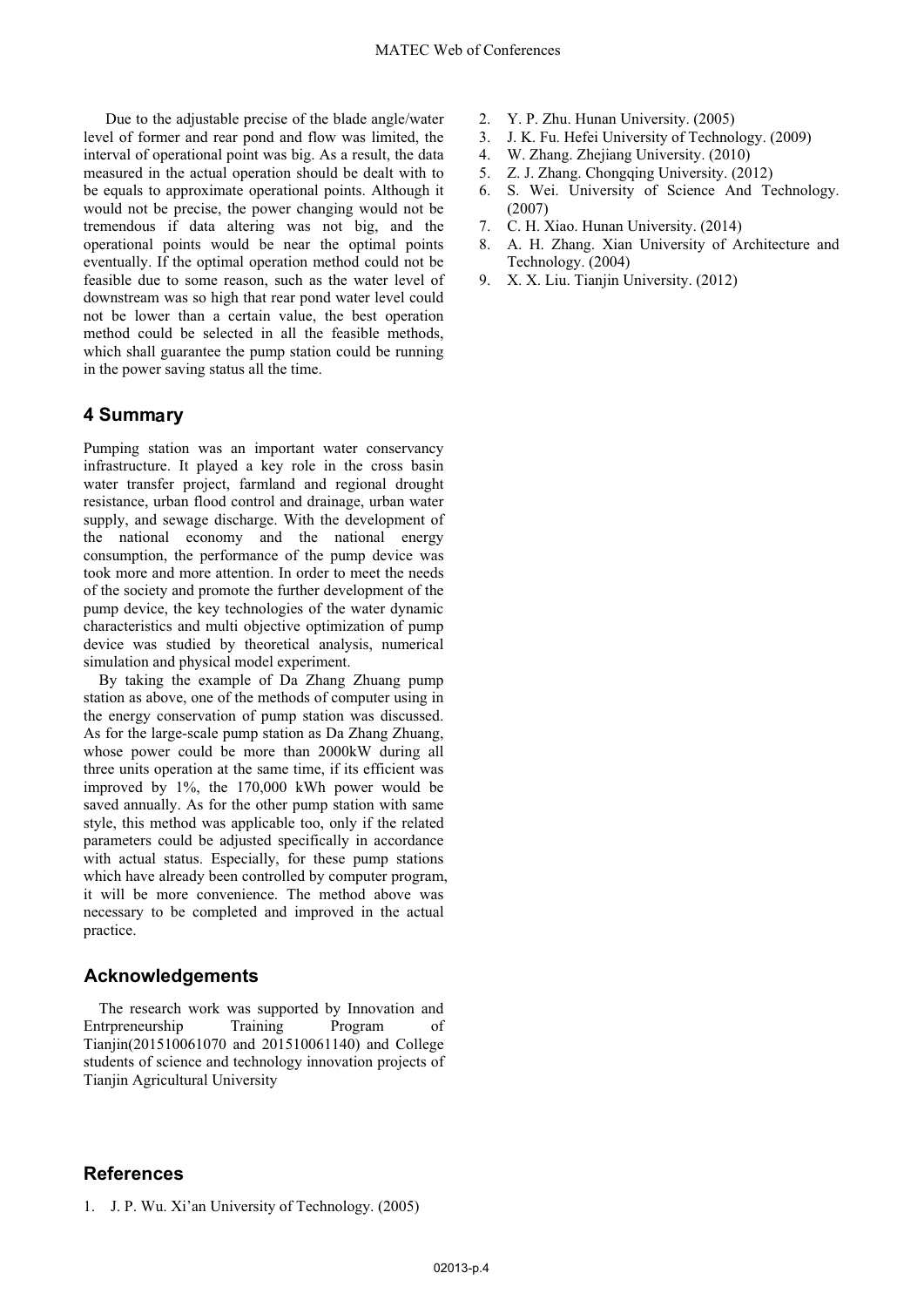Due to the adjustable precise of the blade angle/water level of former and rear pond and flow was limited, the interval of operational point was big. As a result, the data measured in the actual operation should be dealt with to be equals to approximate operational points. Although it would not be precise, the power changing would not be tremendous if data altering was not big, and the operational points would be near the optimal points eventually. If the optimal operation method could not be feasible due to some reason, such as the water level of downstream was so high that rear pond water level could not be lower than a certain value, the best operation method could be selected in all the feasible methods, which shall guarantee the pump station could be running in the power saving status all the time.

## 4 Summary

Pumping station was an important water conservancy infrastructure. It played a key role in the cross basin water transfer project, farmland and regional drought resistance, urban flood control and drainage, urban water supply, and sewage discharge. With the development of the national economy and the national energy consumption, the performance of the pump device was took more and more attention. In order to meet the needs of the society and promote the further development of the pump device, the key technologies of the water dynamic characteristics and multi objective optimization of pump device was studied by theoretical analysis, numerical simulation and physical model experiment.

By taking the example of Da Zhang Zhuang pump station as above, one of the methods of computer using in the energy conservation of pump station was discussed. As for the large-scale pump station as Da Zhang Zhuang, whose power could be more than 2000kW during all three units operation at the same time, if its efficient was improved by 1%, the 170,000 kWh power would be saved annually. As for the other pump station with same style, this method was applicable too, only if the related parameters could be adjusted specifically in accordance with actual status. Especially, for these pump stations which have already been controlled by computer program, it will be more convenience. The method above was necessary to be completed and improved in the actual practice.

## Acknowledgements

The research work was supported by Innovation and Entrpreneurship Training Program of Tianjin(201510061070 and 201510061140) and College students of science and technology innovation projects of Tianjin Agricultural University

## References

1. J. P. Wu. Xi'an University of Technology. (2005)
2. Y. P. Zhu. Hunan University. (2005)
3. J. K. Fu. Hefei University of Technology. (2009)
4. W. Zhang. Zhejiang University. (2010)
5. Z. J. Zhang. Chongqing University. (2012)
6. S. Wei. University of Science And Technology. (2007)
7. C. H. Xiao. Hunan University. (2014)
8. A. H. Zhang. Xian University of Architecture and Technology. (2004)
9. X. X. Liu. Tianjin University. (2012)